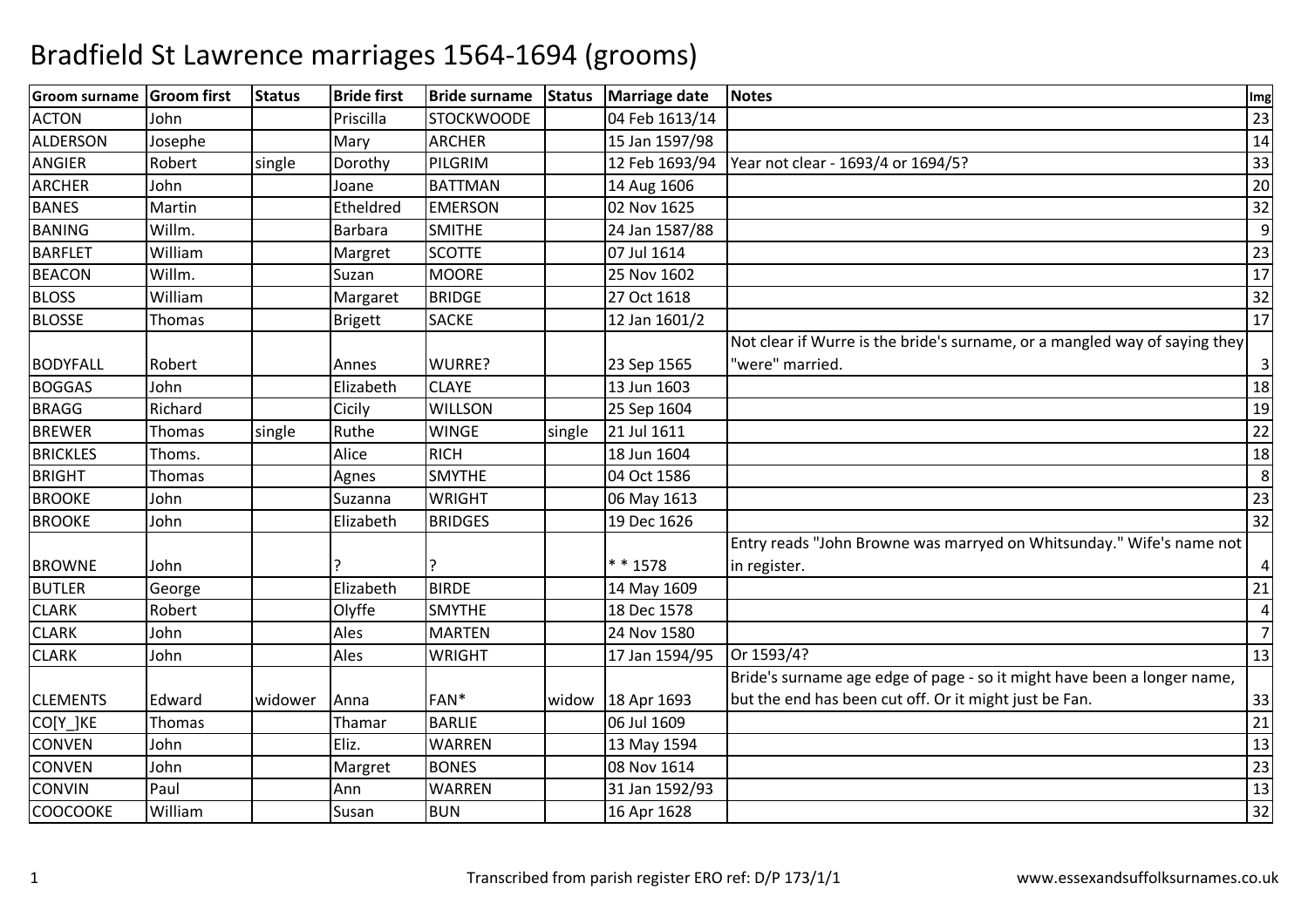# Bradfield St Lawrence marriages 1564-1694 (grooms)

| Groom surname | Groom first | Status | Bride first | Bride surname | Status | Marriage date | Notes | Img |
|---|---|---|---|---|---|---|---|---|
| ACTON | John | | Priscilla | STOCKWOODE | | 04 Feb 1613/14 | | 23 |
| ALDERSON | Josephe | | Mary | ARCHER | | 15 Jan 1597/98 | | 14 |
| ANGIER | Robert | single | Dorothy | PILGRIM | | 12 Feb 1693/94 | Year not clear - 1693/4 or 1694/5? | 33 |
| ARCHER | John | | Joane | BATTMAN | | 14 Aug 1606 | | 20 |
| BANES | Martin | | Etheldred | EMERSON | | 02 Nov 1625 | | 32 |
| BANING | Willm. | | Barbara | SMITHE | | 24 Jan 1587/88 | | 9 |
| BARFLET | William | | Margret | SCOTTE | | 07 Jul 1614 | | 23 |
| BEACON | Willm. | | Suzan | MOORE | | 25 Nov 1602 | | 17 |
| BLOSS | William | | Margaret | BRIDGE | | 27 Oct 1618 | | 32 |
| BLOSSE | Thomas | | Brigett | SACKE | | 12 Jan 1601/2 | | 17 |
| BODYFALL | Robert | | Annes | WURRE? | | 23 Sep 1565 | Not clear if Wurre is the bride's surname, or a mangled way of saying they "were" married. | 3 |
| BOGGAS | John | | Elizabeth | CLAYE | | 13 Jun 1603 | | 18 |
| BRAGG | Richard | | Cicily | WILLSON | | 25 Sep 1604 | | 19 |
| BREWER | Thomas | single | Ruthe | WINGE | single | 21 Jul 1611 | | 22 |
| BRICKLES | Thoms. | | Alice | RICH | | 18 Jun 1604 | | 18 |
| BRIGHT | Thomas | | Agnes | SMYTHE | | 04 Oct 1586 | | 8 |
| BROOKE | John | | Suzanna | WRIGHT | | 06 May 1613 | | 23 |
| BROOKE | John | | Elizabeth | BRIDGES | | 19 Dec 1626 | | 32 |
| BROWNE | John | | ? | ? | | * * 1578 | Entry reads "John Browne was marryed on Whitsunday." Wife's name not in register. | 4 |
| BUTLER | George | | Elizabeth | BIRDE | | 14 May 1609 | | 21 |
| CLARK | Robert | | Olyffe | SMYTHE | | 18 Dec 1578 | | 4 |
| CLARK | John | | Ales | MARTEN | | 24 Nov 1580 | | 7 |
| CLARK | John | | Ales | WRIGHT | | 17 Jan 1594/95 | Or 1593/4? | 13 |
| CLEMENTS | Edward | widower | Anna | FAN* | widow | 18 Apr 1693 | Bride's surname age edge of page - so it might have been a longer name, but the end has been cut off. Or it might just be Fan. | 33 |
| CO[Y_]KE | Thomas | | Thamar | BARLIE | | 06 Jul 1609 | | 21 |
| CONVEN | John | | Eliz. | WARREN | | 13 May 1594 | | 13 |
| CONVEN | John | | Margret | BONES | | 08 Nov 1614 | | 23 |
| CONVIN | Paul | | Ann | WARREN | | 31 Jan 1592/93 | | 13 |
| COOCOOKE | William | | Susan | BUN | | 16 Apr 1628 | | 32 |

Transcribed from parish register ERO ref: D/P 173/1/1

www.essexandsuffolksurnames.co.uk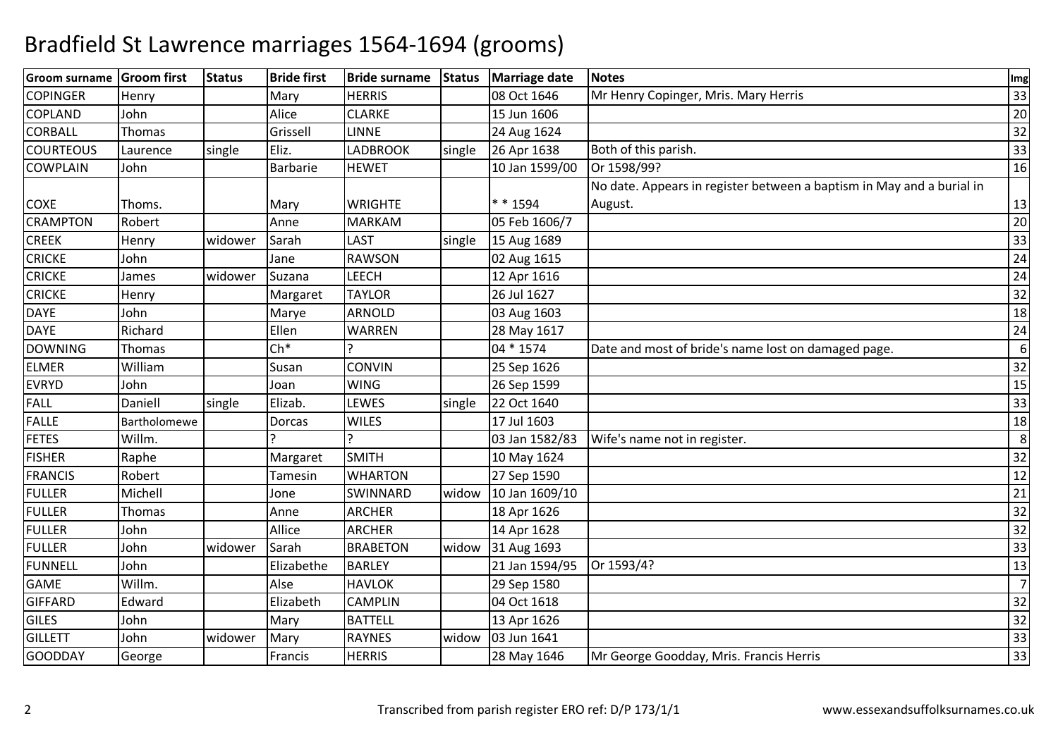# Bradfield St Lawrence marriages 1564-1694 (grooms)

| Groom surname | Groom first | Status | Bride first | Bride surname | Status | Marriage date | Notes | Img |
|---|---|---|---|---|---|---|---|---|
| COPINGER | Henry | | Mary | HERRIS | | 08 Oct 1646 | Mr Henry Copinger, Mris. Mary Herris | 33 |
| COPLAND | John | | Alice | CLARKE | | 15 Jun 1606 | | 20 |
| CORBALL | Thomas | | Grissell | LINNE | | 24 Aug 1624 | | 32 |
| COURTEOUS | Laurence | single | Eliz. | LADBROOK | single | 26 Apr 1638 | Both of this parish. | 33 |
| COWPLAIN | John | | Barbarie | HEWET | | 10 Jan 1599/00 | Or 1598/99? | 16 |
| COXE | Thoms. | | Mary | WRIGHTE | | * * 1594 | No date. Appears in register between a baptism in May and a burial in August. | 13 |
| CRAMPTON | Robert | | Anne | MARKAM | | 05 Feb 1606/7 | | 20 |
| CREEK | Henry | widower | Sarah | LAST | single | 15 Aug 1689 | | 33 |
| CRICKE | John | | Jane | RAWSON | | 02 Aug 1615 | | 24 |
| CRICKE | James | widower | Suzana | LEECH | | 12 Apr 1616 | | 24 |
| CRICKE | Henry | | Margaret | TAYLOR | | 26 Jul 1627 | | 32 |
| DAYE | John | | Marye | ARNOLD | | 03 Aug 1603 | | 18 |
| DAYE | Richard | | Ellen | WARREN | | 28 May 1617 | | 24 |
| DOWNING | Thomas | | Ch* | ? | | 04 * 1574 | Date and most of bride's name lost on damaged page. | 6 |
| ELMER | William | | Susan | CONVIN | | 25 Sep 1626 | | 32 |
| EVRYD | John | | Joan | WING | | 26 Sep 1599 | | 15 |
| FALL | Daniell | single | Elizab. | LEWES | single | 22 Oct 1640 | | 33 |
| FALLE | Bartholomewe | | Dorcas | WILES | | 17 Jul 1603 | | 18 |
| FETES | Willm. | | ? | ? | | 03 Jan 1582/83 | Wife's name not in register. | 8 |
| FISHER | Raphe | | Margaret | SMITH | | 10 May 1624 | | 32 |
| FRANCIS | Robert | | Tamesin | WHARTON | | 27 Sep 1590 | | 12 |
| FULLER | Michell | | Jone | SWINNARD | widow | 10 Jan 1609/10 | | 21 |
| FULLER | Thomas | | Anne | ARCHER | | 18 Apr 1626 | | 32 |
| FULLER | John | | Allice | ARCHER | | 14 Apr 1628 | | 32 |
| FULLER | John | widower | Sarah | BRABETON | widow | 31 Aug 1693 | | 33 |
| FUNNELL | John | | Elizabethe | BARLEY | | 21 Jan 1594/95 | Or 1593/4? | 13 |
| GAME | Willm. | | Alse | HAVLOK | | 29 Sep 1580 | | 7 |
| GIFFARD | Edward | | Elizabeth | CAMPLIN | | 04 Oct 1618 | | 32 |
| GILES | John | | Mary | BATTELL | | 13 Apr 1626 | | 32 |
| GILLETT | John | widower | Mary | RAYNES | widow | 03 Jun 1641 | | 33 |
| GOODDAY | George | | Francis | HERRIS | | 28 May 1646 | Mr George Goodday, Mris. Francis Herris | 33 |

Transcribed from parish register ERO ref: D/P 173/1/1

www.essexandsuffolksurnames.co.uk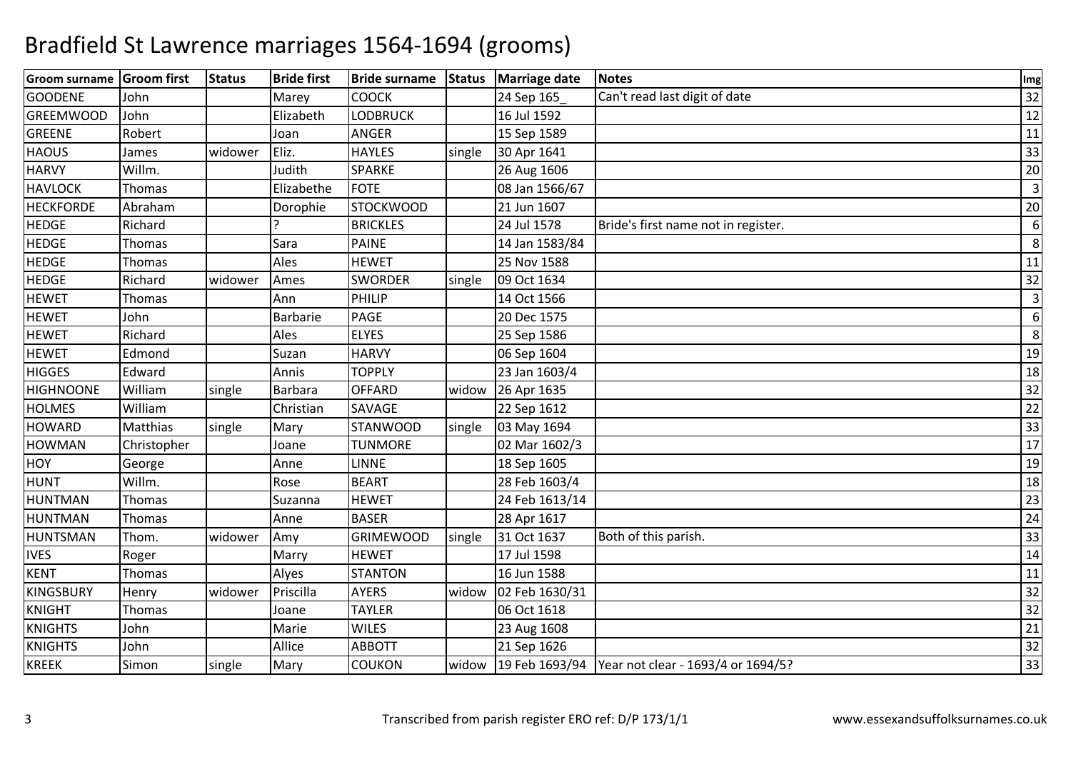# Bradfield St Lawrence marriages 1564-1694 (grooms)

| Groom surname | Groom first | Status | Bride first | Bride surname | Status | Marriage date | Notes | Img |
|---|---|---|---|---|---|---|---|---|
| GOODENE | John | | Marey | COOCK | | 24 Sep 165_ | Can't read last digit of date | 32 |
| GREEMWOOD | John | | Elizabeth | LODBRUCK | | 16 Jul 1592 | | 12 |
| GREENE | Robert | | Joan | ANGER | | 15 Sep 1589 | | 11 |
| HAOUS | James | widower | Eliz. | HAYLES | single | 30 Apr 1641 | | 33 |
| HARVY | Willm. | | Judith | SPARKE | | 26 Aug 1606 | | 20 |
| HAVLOCK | Thomas | | Elizabethe | FOTE | | 08 Jan 1566/67 | | 3 |
| HECKFORDE | Abraham | | Dorophie | STOCKWOOD | | 21 Jun 1607 | | 20 |
| HEDGE | Richard | | ? | BRICKLES | | 24 Jul 1578 | Bride's first name not in register. | 6 |
| HEDGE | Thomas | | Sara | PAINE | | 14 Jan 1583/84 | | 8 |
| HEDGE | Thomas | | Ales | HEWET | | 25 Nov 1588 | | 11 |
| HEDGE | Richard | widower | Ames | SWORDER | single | 09 Oct 1634 | | 32 |
| HEWET | Thomas | | Ann | PHILIP | | 14 Oct 1566 | | 3 |
| HEWET | John | | Barbarie | PAGE | | 20 Dec 1575 | | 6 |
| HEWET | Richard | | Ales | ELYES | | 25 Sep 1586 | | 8 |
| HEWET | Edmond | | Suzan | HARVY | | 06 Sep 1604 | | 19 |
| HIGGES | Edward | | Annis | TOPPLY | | 23 Jan 1603/4 | | 18 |
| HIGHNOONE | William | single | Barbara | OFFARD | widow | 26 Apr 1635 | | 32 |
| HOLMES | William | | Christian | SAVAGE | | 22 Sep 1612 | | 22 |
| HOWARD | Matthias | single | Mary | STANWOOD | single | 03 May 1694 | | 33 |
| HOWMAN | Christopher | | Joane | TUNMORE | | 02 Mar 1602/3 | | 17 |
| HOY | George | | Anne | LINNE | | 18 Sep 1605 | | 19 |
| HUNT | Willm. | | Rose | BEART | | 28 Feb 1603/4 | | 18 |
| HUNTMAN | Thomas | | Suzanna | HEWET | | 24 Feb 1613/14 | | 23 |
| HUNTMAN | Thomas | | Anne | BASER | | 28 Apr 1617 | | 24 |
| HUNTSMAN | Thom. | widower | Amy | GRIMEWOOD | single | 31 Oct 1637 | Both of this parish. | 33 |
| IVES | Roger | | Marry | HEWET | | 17 Jul 1598 | | 14 |
| KENT | Thomas | | Alyes | STANTON | | 16 Jun 1588 | | 11 |
| KINGSBURY | Henry | widower | Priscilla | AYERS | widow | 02 Feb 1630/31 | | 32 |
| KNIGHT | Thomas | | Joane | TAYLER | | 06 Oct 1618 | | 32 |
| KNIGHTS | John | | Marie | WILES | | 23 Aug 1608 | | 21 |
| KNIGHTS | John | | Allice | ABBOTT | | 21 Sep 1626 | | 32 |
| KREEK | Simon | single | Mary | COUKON | widow | 19 Feb 1693/94 | Year not clear - 1693/4 or 1694/5? | 33 |

Transcribed from parish register ERO ref: D/P 173/1/1 www.essexandsuffolksurnames.co.uk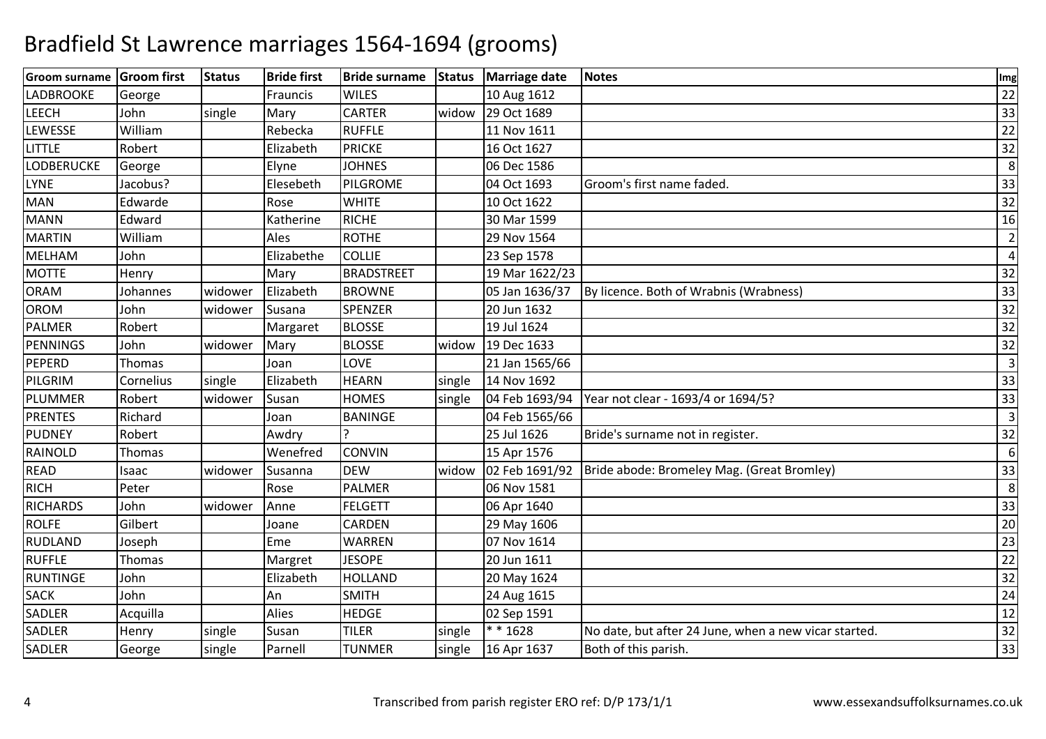# Bradfield St Lawrence marriages 1564-1694 (grooms)

| Groom surname | Groom first | Status | Bride first | Bride surname | Status | Marriage date | Notes | Img |
|---|---|---|---|---|---|---|---|---|
| LADBROOKE | George | | Frauncis | WILES | | 10 Aug 1612 | | 22 |
| LEECH | John | single | Mary | CARTER | widow | 29 Oct 1689 | | 33 |
| LEWESSE | William | | Rebecka | RUFFLE | | 11 Nov 1611 | | 22 |
| LITTLE | Robert | | Elizabeth | PRICKE | | 16 Oct 1627 | | 32 |
| LODBERUCKE | George | | Elyne | JOHNES | | 06 Dec 1586 | | 8 |
| LYNE | Jacobus? | | Elesebeth | PILGROME | | 04 Oct 1693 | Groom's first name faded. | 33 |
| MAN | Edwarde | | Rose | WHITE | | 10 Oct 1622 | | 32 |
| MANN | Edward | | Katherine | RICHE | | 30 Mar 1599 | | 16 |
| MARTIN | William | | Ales | ROTHE | | 29 Nov 1564 | | 2 |
| MELHAM | John | | Elizabethe | COLLIE | | 23 Sep 1578 | | 4 |
| MOTTE | Henry | | Mary | BRADSTREET | | 19 Mar 1622/23 | | 32 |
| ORAM | Johannes | widower | Elizabeth | BROWNE | | 05 Jan 1636/37 | By licence. Both of Wrabnis (Wrabness) | 33 |
| OROM | John | widower | Susana | SPENZER | | 20 Jun 1632 | | 32 |
| PALMER | Robert | | Margaret | BLOSSE | | 19 Jul 1624 | | 32 |
| PENNINGS | John | widower | Mary | BLOSSE | widow | 19 Dec 1633 | | 32 |
| PEPERD | Thomas | | Joan | LOVE | | 21 Jan 1565/66 | | 3 |
| PILGRIM | Cornelius | single | Elizabeth | HEARN | single | 14 Nov 1692 | | 33 |
| PLUMMER | Robert | widower | Susan | HOMES | single | 04 Feb 1693/94 | Year not clear - 1693/4 or 1694/5? | 33 |
| PRENTES | Richard | | Joan | BANINGE | | 04 Feb 1565/66 | | 3 |
| PUDNEY | Robert | | Awdry | ? | | 25 Jul 1626 | Bride's surname not in register. | 32 |
| RAINOLD | Thomas | | Wenefred | CONVIN | | 15 Apr 1576 | | 6 |
| READ | Isaac | widower | Susanna | DEW | widow | 02 Feb 1691/92 | Bride abode: Bromeley Mag. (Great Bromley) | 33 |
| RICH | Peter | | Rose | PALMER | | 06 Nov 1581 | | 8 |
| RICHARDS | John | widower | Anne | FELGETT | | 06 Apr 1640 | | 33 |
| ROLFE | Gilbert | | Joane | CARDEN | | 29 May 1606 | | 20 |
| RUDLAND | Joseph | | Eme | WARREN | | 07 Nov 1614 | | 23 |
| RUFFLE | Thomas | | Margret | JESOPE | | 20 Jun 1611 | | 22 |
| RUNTINGE | John | | Elizabeth | HOLLAND | | 20 May 1624 | | 32 |
| SACK | John | | An | SMITH | | 24 Aug 1615 | | 24 |
| SADLER | Acquilla | | Alies | HEDGE | | 02 Sep 1591 | | 12 |
| SADLER | Henry | single | Susan | TILER | single | * * 1628 | No date, but after 24 June, when a new vicar started. | 32 |
| SADLER | George | single | Parnell | TUNMER | single | 16 Apr 1637 | Both of this parish. | 33 |

Transcribed from parish register ERO ref: D/P 173/1/1

www.essexandsuffolksurnames.co.uk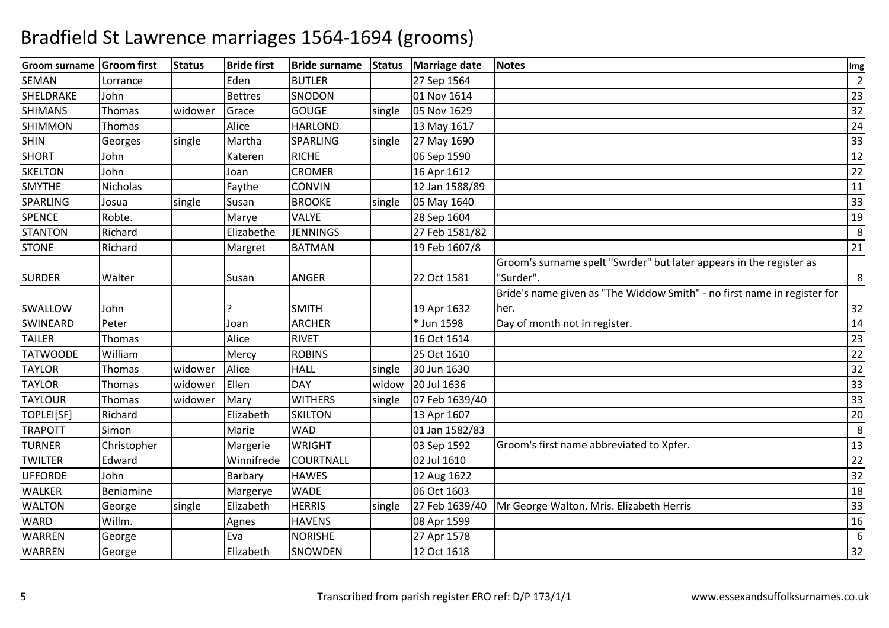# Bradfield St Lawrence marriages 1564-1694 (grooms)

| Groom surname | Groom first | Status | Bride first | Bride surname | Status | Marriage date | Notes | Img |
|---|---|---|---|---|---|---|---|---|
| SEMAN | Lorrance | | Eden | BUTLER | | 27 Sep 1564 | | 2 |
| SHELDRAKE | John | | Bettres | SNODON | | 01 Nov 1614 | | 23 |
| SHIMANS | Thomas | widower | Grace | GOUGE | single | 05 Nov 1629 | | 32 |
| SHIMMON | Thomas | | Alice | HARLOND | | 13 May 1617 | | 24 |
| SHIN | Georges | single | Martha | SPARLING | single | 27 May 1690 | | 33 |
| SHORT | John | | Kateren | RICHE | | 06 Sep 1590 | | 12 |
| SKELTON | John | | Joan | CROMER | | 16 Apr 1612 | | 22 |
| SMYTHE | Nicholas | | Faythe | CONVIN | | 12 Jan 1588/89 | | 11 |
| SPARLING | Josua | single | Susan | BROOKE | single | 05 May 1640 | | 33 |
| SPENCE | Robte. | | Marye | VALYE | | 28 Sep 1604 | | 19 |
| STANTON | Richard | | Elizabethe | JENNINGS | | 27 Feb 1581/82 | | 8 |
| STONE | Richard | | Margret | BATMAN | | 19 Feb 1607/8 | | 21 |
| SURDER | Walter | | Susan | ANGER | | 22 Oct 1581 | Groom's surname spelt "Swrder" but later appears in the register as "Surder". | 8 |
| SWALLOW | John | | ? | SMITH | | 19 Apr 1632 | Bride's name given as "The Widdow Smith" - no first name in register for her. | 32 |
| SWINEARD | Peter | | Joan | ARCHER | | * Jun 1598 | Day of month not in register. | 14 |
| TAILER | Thomas | | Alice | RIVET | | 16 Oct 1614 | | 23 |
| TATWOODE | William | | Mercy | ROBINS | | 25 Oct 1610 | | 22 |
| TAYLOR | Thomas | widower | Alice | HALL | single | 30 Jun 1630 | | 32 |
| TAYLOR | Thomas | widower | Ellen | DAY | widow | 20 Jul 1636 | | 33 |
| TAYLOUR | Thomas | widower | Mary | WITHERS | single | 07 Feb 1639/40 | | 33 |
| TOPLEI[SF] | Richard | | Elizabeth | SKILTON | | 13 Apr 1607 | | 20 |
| TRAPOTT | Simon | | Marie | WAD | | 01 Jan 1582/83 | | 8 |
| TURNER | Christopher | | Margerie | WRIGHT | | 03 Sep 1592 | Groom's first name abbreviated to Xpfer. | 13 |
| TWILTER | Edward | | Winnifrede | COURTNALL | | 02 Jul 1610 | | 22 |
| UFFORDE | John | | Barbary | HAWES | | 12 Aug 1622 | | 32 |
| WALKER | Beniamine | | Margerye | WADE | | 06 Oct 1603 | | 18 |
| WALTON | George | single | Elizabeth | HERRIS | single | 27 Feb 1639/40 | Mr George Walton, Mris. Elizabeth Herris | 33 |
| WARD | Willm. | | Agnes | HAVENS | | 08 Apr 1599 | | 16 |
| WARREN | George | | Eva | NORISHE | | 27 Apr 1578 | | 6 |
| WARREN | George | | Elizabeth | SNOWDEN | | 12 Oct 1618 | | 32 |

Transcribed from parish register ERO ref: D/P 173/1/1

www.essexandsuffolksurnames.co.uk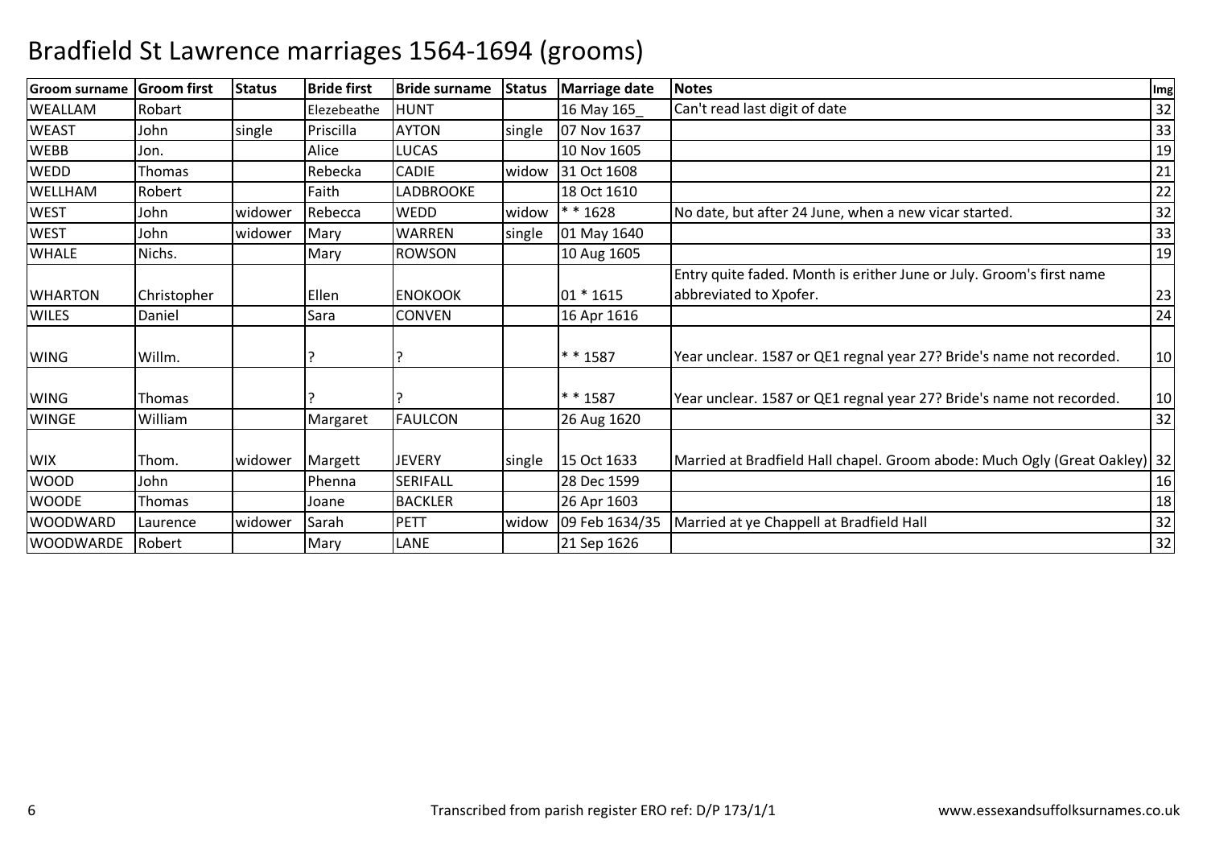# Bradfield St Lawrence marriages 1564-1694 (grooms)

| Groom surname | Groom first | Status | Bride first | Bride surname | Status | Marriage date | Notes | Img |
|---|---|---|---|---|---|---|---|---|
| WEALLAM | Robart | | Elezebeathe | HUNT | | 16 May 165_ | Can't read last digit of date | 32 |
| WEAST | John | single | Priscilla | AYTON | single | 07 Nov 1637 | | 33 |
| WEBB | Jon. | | Alice | LUCAS | | 10 Nov 1605 | | 19 |
| WEDD | Thomas | | Rebecka | CADIE | widow | 31 Oct 1608 | | 21 |
| WELLHAM | Robert | | Faith | LADBROOKE | | 18 Oct 1610 | | 22 |
| WEST | John | widower | Rebecca | WEDD | widow | * * 1628 | No date, but after 24 June, when a new vicar started. | 32 |
| WEST | John | widower | Mary | WARREN | single | 01 May 1640 | | 33 |
| WHALE | Nichs. | | Mary | ROWSON | | 10 Aug 1605 | | 19 |
| WHARTON | Christopher | | Ellen | ENOKOOK | | 01 * 1615 | Entry quite faded. Month is erither June or July. Groom's first name abbreviated to Xpofer. | 23 |
| WILES | Daniel | | Sara | CONVEN | | 16 Apr 1616 | | 24 |
| WING | Willm. | | ? | ? | | * * 1587 | Year unclear. 1587 or QE1 regnal year 27? Bride's name not recorded. | 10 |
| WING | Thomas | | ? | ? | | * * 1587 | Year unclear. 1587 or QE1 regnal year 27? Bride's name not recorded. | 10 |
| WINGE | William | | Margaret | FAULCON | | 26 Aug 1620 | | 32 |
| WIX | Thom. | widower | Margett | JEVERY | single | 15 Oct 1633 | Married at Bradfield Hall chapel. Groom abode: Much Ogly (Great Oakley) | 32 |
| WOOD | John | | Phenna | SERIFALL | | 28 Dec 1599 | | 16 |
| WOODE | Thomas | | Joane | BACKLER | | 26 Apr 1603 | | 18 |
| WOODWARD | Laurence | widower | Sarah | PETT | widow | 09 Feb 1634/35 | Married at ye Chappell at Bradfield Hall | 32 |
| WOODWARDE | Robert | | Mary | LANE | | 21 Sep 1626 | | 32 |

Transcribed from parish register ERO ref: D/P 173/1/1 www.essexandsuffolksurnames.co.uk